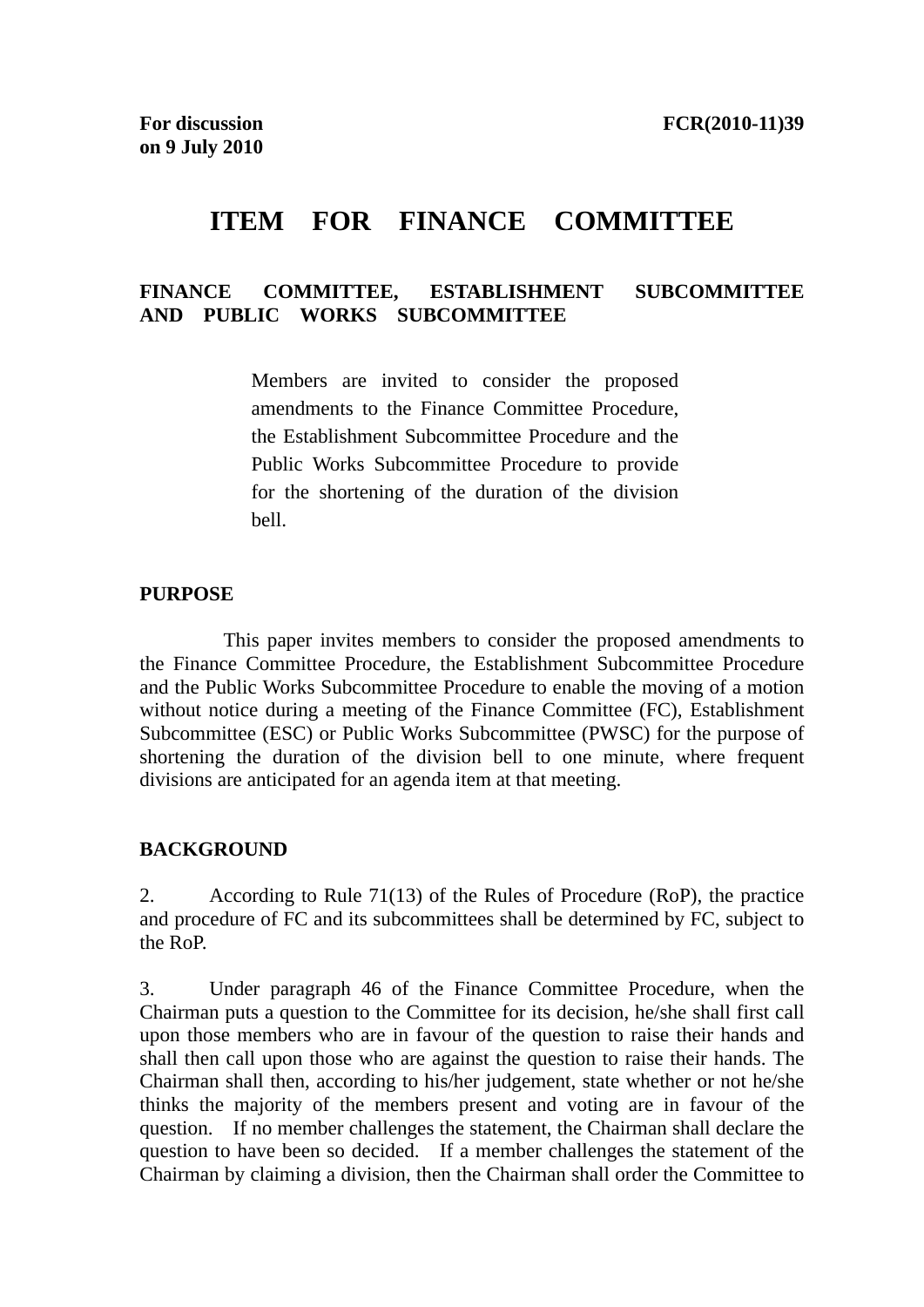**For discussion on 9 July 2010** **FCR(2010-11)39**

# ITEM FOR FINANCE COMMITTEE

## FINANCE COMMITTEE, ESTABLISHMENT SUBCOMMITTEE AND PUBLIC WORKS SUBCOMMITTEE

Members are invited to consider the proposed amendments to the Finance Committee Procedure, the Establishment Subcommittee Procedure and the Public Works Subcommittee Procedure to provide for the shortening of the duration of the division bell.

### PURPOSE

This paper invites members to consider the proposed amendments to the Finance Committee Procedure, the Establishment Subcommittee Procedure and the Public Works Subcommittee Procedure to enable the moving of a motion without notice during a meeting of the Finance Committee (FC), Establishment Subcommittee (ESC) or Public Works Subcommittee (PWSC) for the purpose of shortening the duration of the division bell to one minute, where frequent divisions are anticipated for an agenda item at that meeting.

### BACKGROUND

2. According to Rule 71(13) of the Rules of Procedure (RoP), the practice and procedure of FC and its subcommittees shall be determined by FC, subject to the RoP.

3. Under paragraph 46 of the Finance Committee Procedure, when the Chairman puts a question to the Committee for its decision, he/she shall first call upon those members who are in favour of the question to raise their hands and shall then call upon those who are against the question to raise their hands. The Chairman shall then, according to his/her judgement, state whether or not he/she thinks the majority of the members present and voting are in favour of the question. If no member challenges the statement, the Chairman shall declare the question to have been so decided. If a member challenges the statement of the Chairman by claiming a division, then the Chairman shall order the Committee to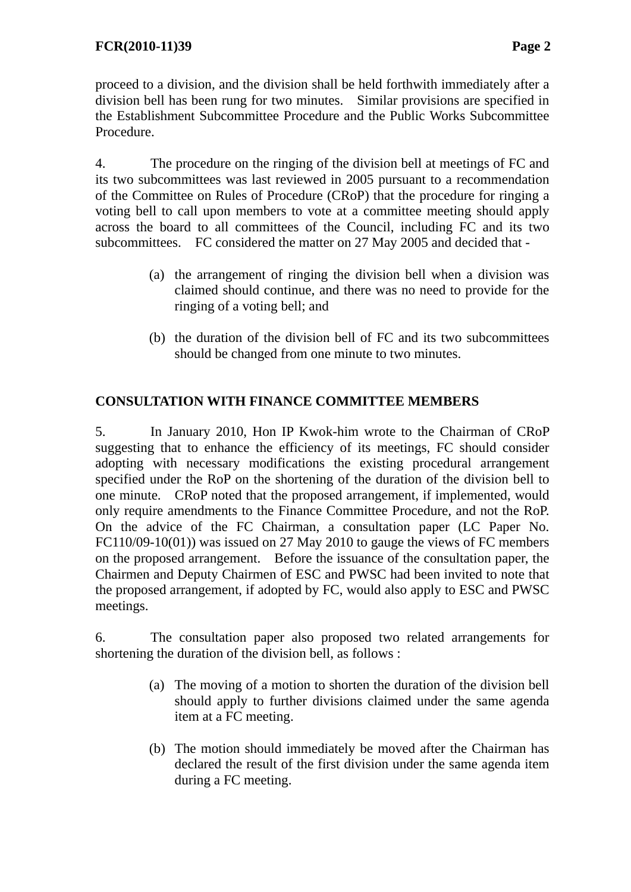proceed to a division, and the division shall be held forthwith immediately after a division bell has been rung for two minutes. Similar provisions are specified in the Establishment Subcommittee Procedure and the Public Works Subcommittee Procedure.

4. The procedure on the ringing of the division bell at meetings of FC and its two subcommittees was last reviewed in 2005 pursuant to a recommendation of the Committee on Rules of Procedure (CRoP) that the procedure for ringing a voting bell to call upon members to vote at a committee meeting should apply across the board to all committees of the Council, including FC and its two subcommittees. FC considered the matter on 27 May 2005 and decided that -

(a) the arrangement of ringing the division bell when a division was claimed should continue, and there was no need to provide for the ringing of a voting bell; and

(b) the duration of the division bell of FC and its two subcommittees should be changed from one minute to two minutes.

## CONSULTATION WITH FINANCE COMMITTEE MEMBERS

5. In January 2010, Hon IP Kwok-him wrote to the Chairman of CRoP suggesting that to enhance the efficiency of its meetings, FC should consider adopting with necessary modifications the existing procedural arrangement specified under the RoP on the shortening of the duration of the division bell to one minute. CRoP noted that the proposed arrangement, if implemented, would only require amendments to the Finance Committee Procedure, and not the RoP. On the advice of the FC Chairman, a consultation paper (LC Paper No. FC110/09-10(01)) was issued on 27 May 2010 to gauge the views of FC members on the proposed arrangement. Before the issuance of the consultation paper, the Chairmen and Deputy Chairmen of ESC and PWSC had been invited to note that the proposed arrangement, if adopted by FC, would also apply to ESC and PWSC meetings.

6. The consultation paper also proposed two related arrangements for shortening the duration of the division bell, as follows :

(a) The moving of a motion to shorten the duration of the division bell should apply to further divisions claimed under the same agenda item at a FC meeting.

(b) The motion should immediately be moved after the Chairman has declared the result of the first division under the same agenda item during a FC meeting.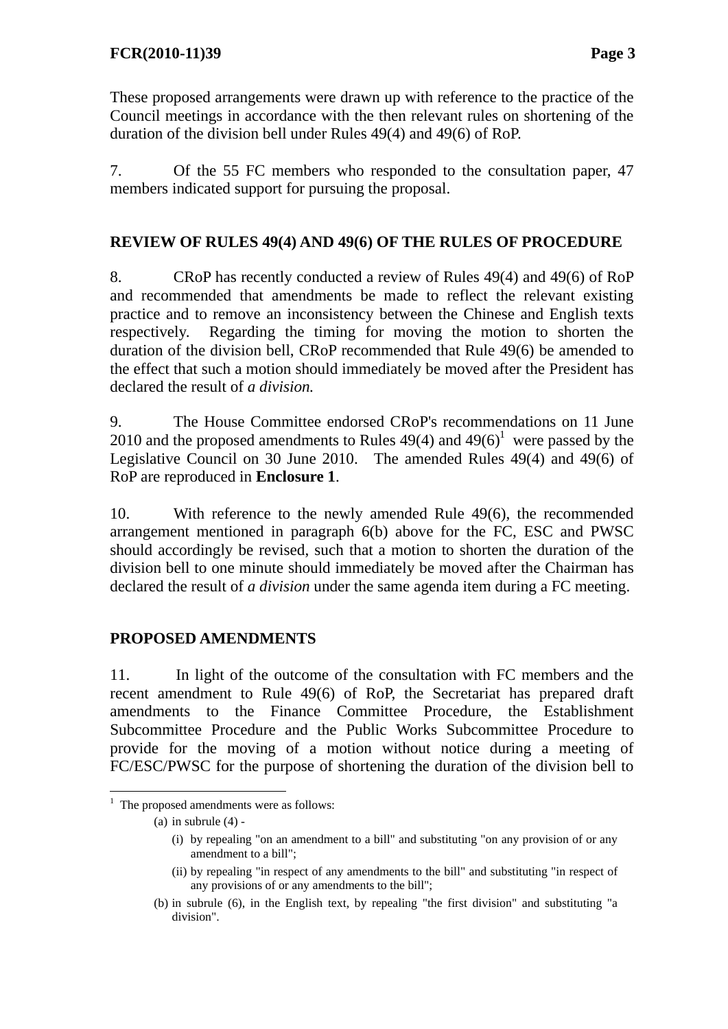These proposed arrangements were drawn up with reference to the practice of the Council meetings in accordance with the then relevant rules on shortening of the duration of the division bell under Rules 49(4) and 49(6) of RoP.

7. Of the 55 FC members who responded to the consultation paper, 47 members indicated support for pursuing the proposal.

## REVIEW OF RULES 49(4) AND 49(6) OF THE RULES OF PROCEDURE

8. CRoP has recently conducted a review of Rules 49(4) and 49(6) of RoP and recommended that amendments be made to reflect the relevant existing practice and to remove an inconsistency between the Chinese and English texts respectively. Regarding the timing for moving the motion to shorten the duration of the division bell, CRoP recommended that Rule 49(6) be amended to the effect that such a motion should immediately be moved after the President has declared the result of *a division.*

9. The House Committee endorsed CRoP's recommendations on 11 June 2010 and the proposed amendments to Rules 49(4) and 49(6)[1] were passed by the Legislative Council on 30 June 2010. The amended Rules 49(4) and 49(6) of RoP are reproduced in **Enclosure 1**.

10. With reference to the newly amended Rule 49(6), the recommended arrangement mentioned in paragraph 6(b) above for the FC, ESC and PWSC should accordingly be revised, such that a motion to shorten the duration of the division bell to one minute should immediately be moved after the Chairman has declared the result of *a division* under the same agenda item during a FC meeting.

## PROPOSED AMENDMENTS

11. In light of the outcome of the consultation with FC members and the recent amendment to Rule 49(6) of RoP, the Secretariat has prepared draft amendments to the Finance Committee Procedure, the Establishment Subcommittee Procedure and the Public Works Subcommittee Procedure to provide for the moving of a motion without notice during a meeting of FC/ESC/PWSC for the purpose of shortening the duration of the division bell to

---

[1] The proposed amendments were as follows:

(a) in subrule (4) -

(i) by repealing "on an amendment to a bill" and substituting "on any provision of or any amendment to a bill";

(ii) by repealing "in respect of any amendments to the bill" and substituting "in respect of any provisions of or any amendments to the bill";

(b) in subrule (6), in the English text, by repealing "the first division" and substituting "a division".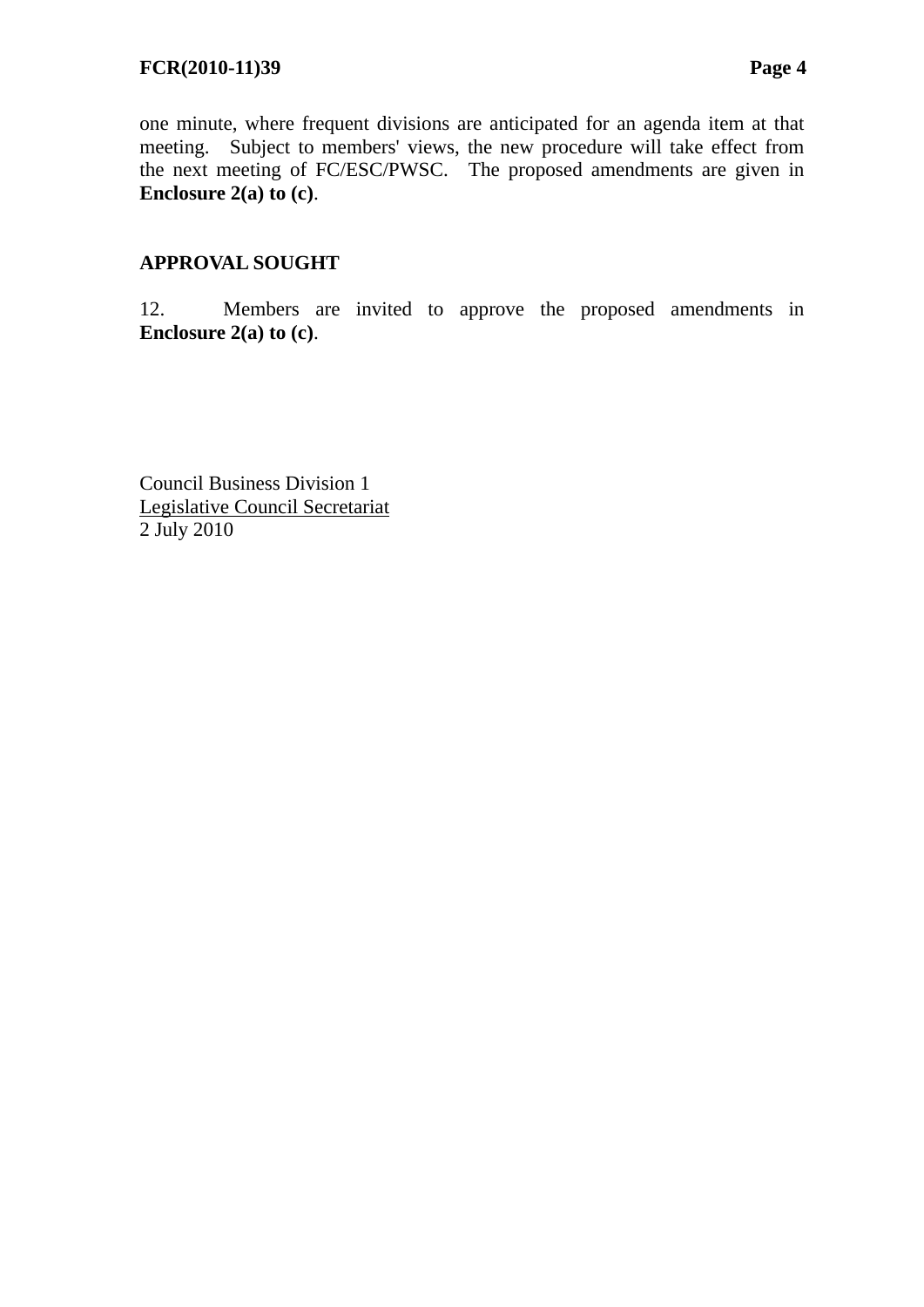one minute, where frequent divisions are anticipated for an agenda item at that meeting. Subject to members' views, the new procedure will take effect from the next meeting of FC/ESC/PWSC. The proposed amendments are given in **Enclosure 2(a) to (c)**.

## APPROVAL SOUGHT

12. Members are invited to approve the proposed amendments in **Enclosure 2(a) to (c)**.

Council Business Division 1
Legislative Council Secretariat
2 July 2010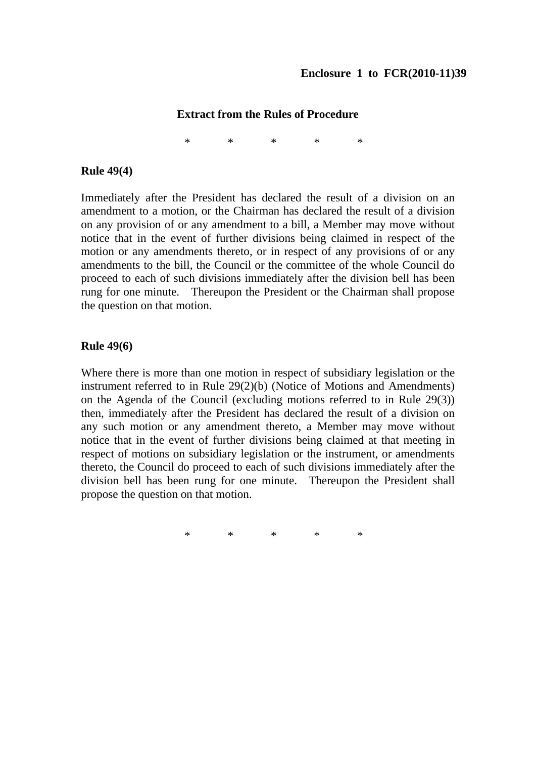**Enclosure 1 to FCR(2010-11)39**

**Extract from the Rules of Procedure**

\* \* \* \* \*

**Rule 49(4)**

Immediately after the President has declared the result of a division on an amendment to a motion, or the Chairman has declared the result of a division on any provision of or any amendment to a bill, a Member may move without notice that in the event of further divisions being claimed in respect of the motion or any amendments thereto, or in respect of any provisions of or any amendments to the bill, the Council or the committee of the whole Council do proceed to each of such divisions immediately after the division bell has been rung for one minute. Thereupon the President or the Chairman shall propose the question on that motion.

**Rule 49(6)**

Where there is more than one motion in respect of subsidiary legislation or the instrument referred to in Rule 29(2)(b) (Notice of Motions and Amendments) on the Agenda of the Council (excluding motions referred to in Rule 29(3)) then, immediately after the President has declared the result of a division on any such motion or any amendment thereto, a Member may move without notice that in the event of further divisions being claimed at that meeting in respect of motions on subsidiary legislation or the instrument, or amendments thereto, the Council do proceed to each of such divisions immediately after the division bell has been rung for one minute. Thereupon the President shall propose the question on that motion.

\* \* \* \* \*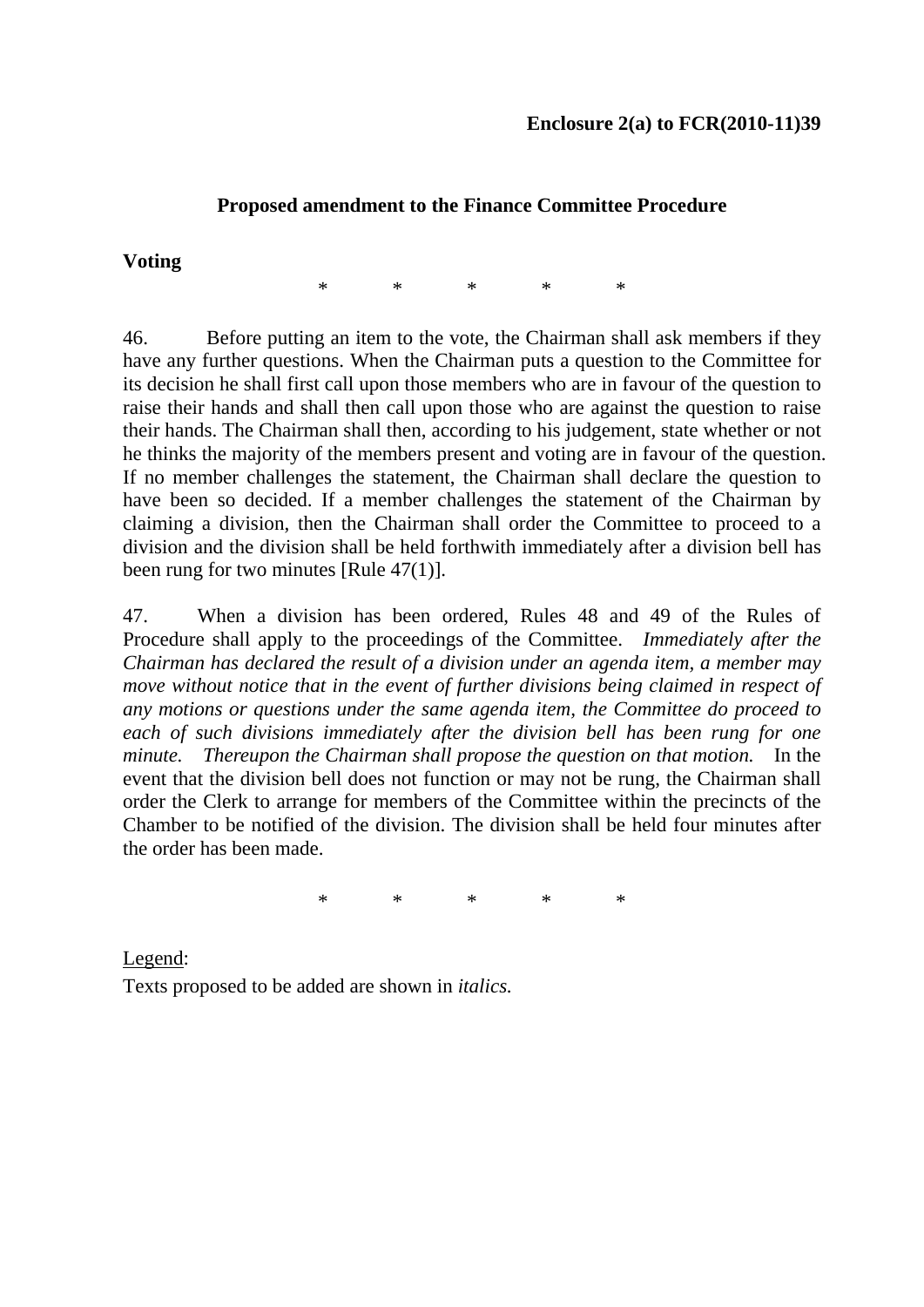**Enclosure 2(a) to FCR(2010-11)39**

## Proposed amendment to the Finance Committee Procedure

**Voting**

\*　　　\*　　　\*　　　\*　　　\*

46. Before putting an item to the vote, the Chairman shall ask members if they have any further questions. When the Chairman puts a question to the Committee for its decision he shall first call upon those members who are in favour of the question to raise their hands and shall then call upon those who are against the question to raise their hands. The Chairman shall then, according to his judgement, state whether or not he thinks the majority of the members present and voting are in favour of the question. If no member challenges the statement, the Chairman shall declare the question to have been so decided. If a member challenges the statement of the Chairman by claiming a division, then the Chairman shall order the Committee to proceed to a division and the division shall be held forthwith immediately after a division bell has been rung for two minutes [Rule 47(1)].

47. When a division has been ordered, Rules 48 and 49 of the Rules of Procedure shall apply to the proceedings of the Committee. *Immediately after the Chairman has declared the result of a division under an agenda item, a member may move without notice that in the event of further divisions being claimed in respect of any motions or questions under the same agenda item, the Committee do proceed to each of such divisions immediately after the division bell has been rung for one minute. Thereupon the Chairman shall propose the question on that motion.* In the event that the division bell does not function or may not be rung, the Chairman shall order the Clerk to arrange for members of the Committee within the precincts of the Chamber to be notified of the division. The division shall be held four minutes after the order has been made.

\*　　　\*　　　\*　　　\*　　　\*

<u>Legend</u>:

Texts proposed to be added are shown in *italics.*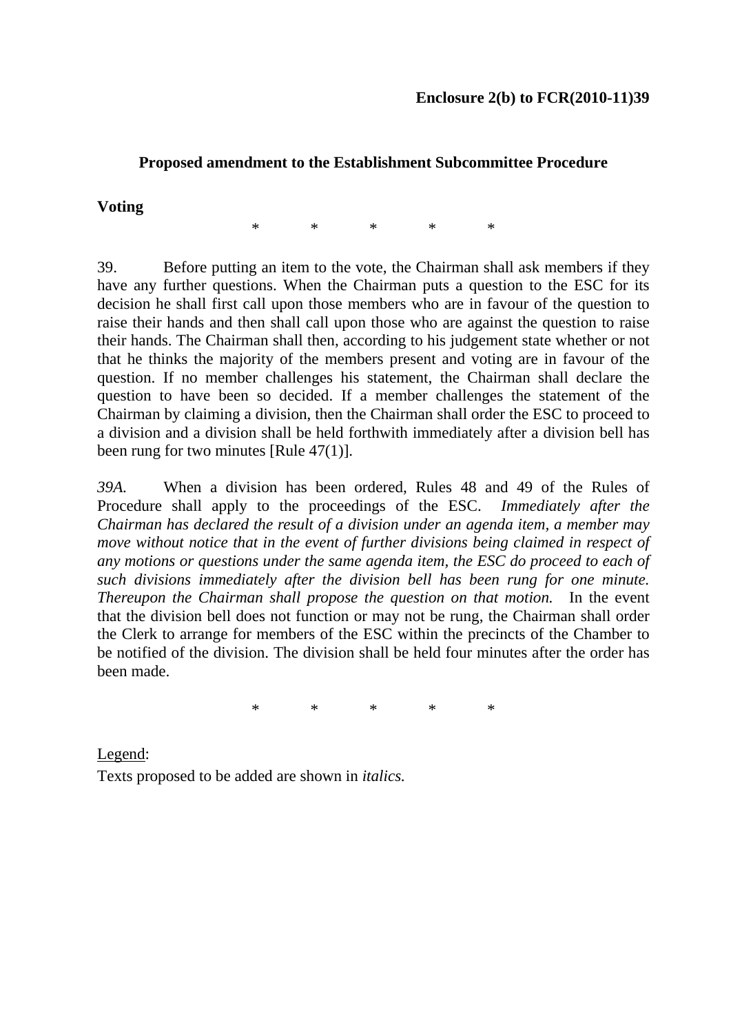**Enclosure 2(b) to FCR(2010-11)39**

## Proposed amendment to the Establishment Subcommittee Procedure

**Voting**

\*　　\*　　\*　　\*　　\*

39. Before putting an item to the vote, the Chairman shall ask members if they have any further questions. When the Chairman puts a question to the ESC for its decision he shall first call upon those members who are in favour of the question to raise their hands and then shall call upon those who are against the question to raise their hands. The Chairman shall then, according to his judgement state whether or not that he thinks the majority of the members present and voting are in favour of the question. If no member challenges his statement, the Chairman shall declare the question to have been so decided. If a member challenges the statement of the Chairman by claiming a division, then the Chairman shall order the ESC to proceed to a division and a division shall be held forthwith immediately after a division bell has been rung for two minutes [Rule 47(1)].

*39A.* When a division has been ordered, Rules 48 and 49 of the Rules of Procedure shall apply to the proceedings of the ESC. *Immediately after the Chairman has declared the result of a division under an agenda item, a member may move without notice that in the event of further divisions being claimed in respect of any motions or questions under the same agenda item, the ESC do proceed to each of such divisions immediately after the division bell has been rung for one minute. Thereupon the Chairman shall propose the question on that motion.* In the event that the division bell does not function or may not be rung, the Chairman shall order the Clerk to arrange for members of the ESC within the precincts of the Chamber to be notified of the division. The division shall be held four minutes after the order has been made.

\*　　\*　　\*　　\*　　\*

<u>Legend</u>:

Texts proposed to be added are shown in *italics.*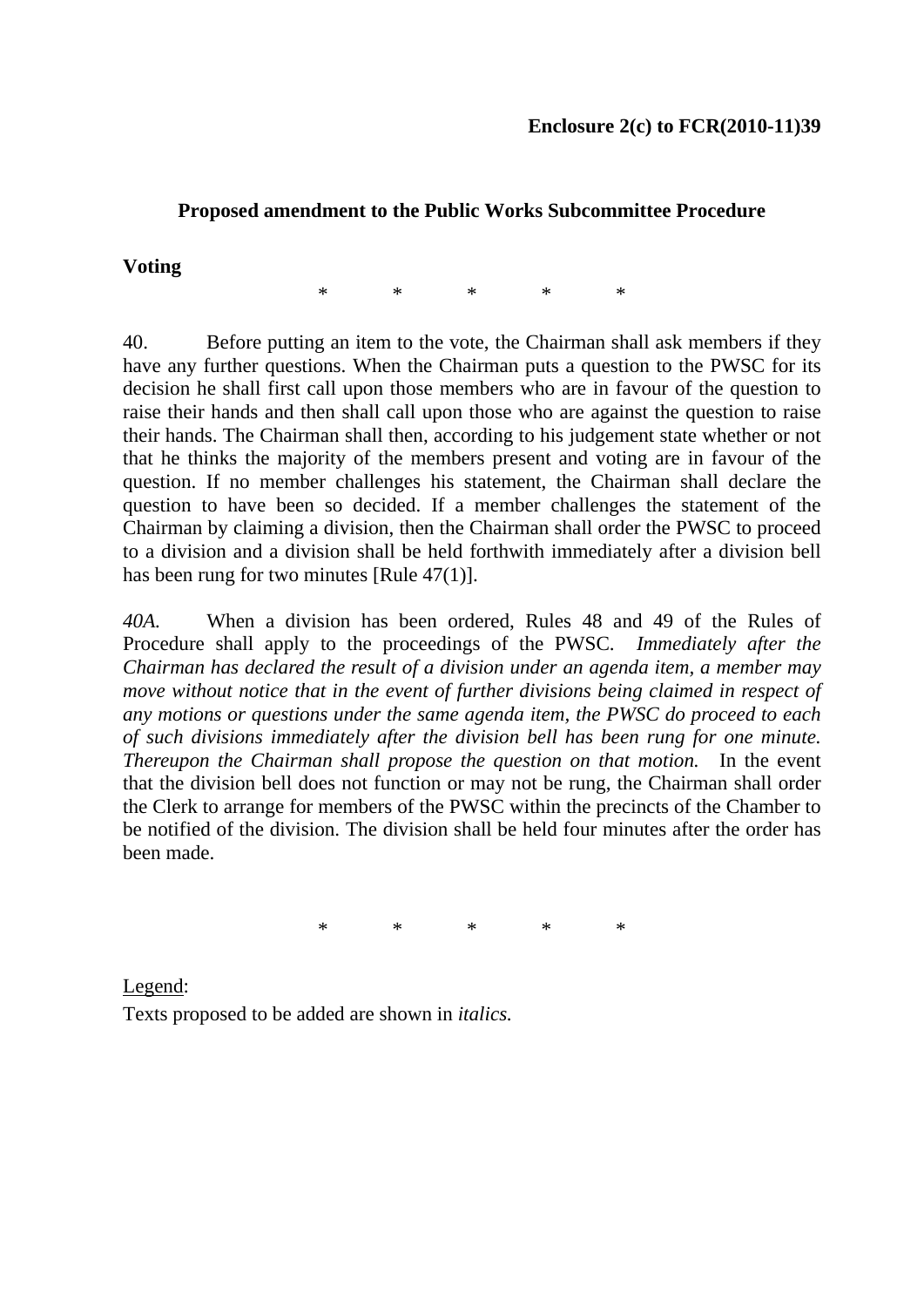**Enclosure 2(c) to FCR(2010-11)39**

**Proposed amendment to the Public Works Subcommittee Procedure**

**Voting**

\*          \*          \*          \*          \*

40. Before putting an item to the vote, the Chairman shall ask members if they have any further questions. When the Chairman puts a question to the PWSC for its decision he shall first call upon those members who are in favour of the question to raise their hands and then shall call upon those who are against the question to raise their hands. The Chairman shall then, according to his judgement state whether or not that he thinks the majority of the members present and voting are in favour of the question. If no member challenges his statement, the Chairman shall declare the question to have been so decided. If a member challenges the statement of the Chairman by claiming a division, then the Chairman shall order the PWSC to proceed to a division and a division shall be held forthwith immediately after a division bell has been rung for two minutes [Rule 47(1)].

*40A.* When a division has been ordered, Rules 48 and 49 of the Rules of Procedure shall apply to the proceedings of the PWSC. *Immediately after the Chairman has declared the result of a division under an agenda item, a member may move without notice that in the event of further divisions being claimed in respect of any motions or questions under the same agenda item, the PWSC do proceed to each of such divisions immediately after the division bell has been rung for one minute. Thereupon the Chairman shall propose the question on that motion.* In the event that the division bell does not function or may not be rung, the Chairman shall order the Clerk to arrange for members of the PWSC within the precincts of the Chamber to be notified of the division. The division shall be held four minutes after the order has been made.

\*          \*          \*          \*          \*

Legend:

Texts proposed to be added are shown in *italics.*